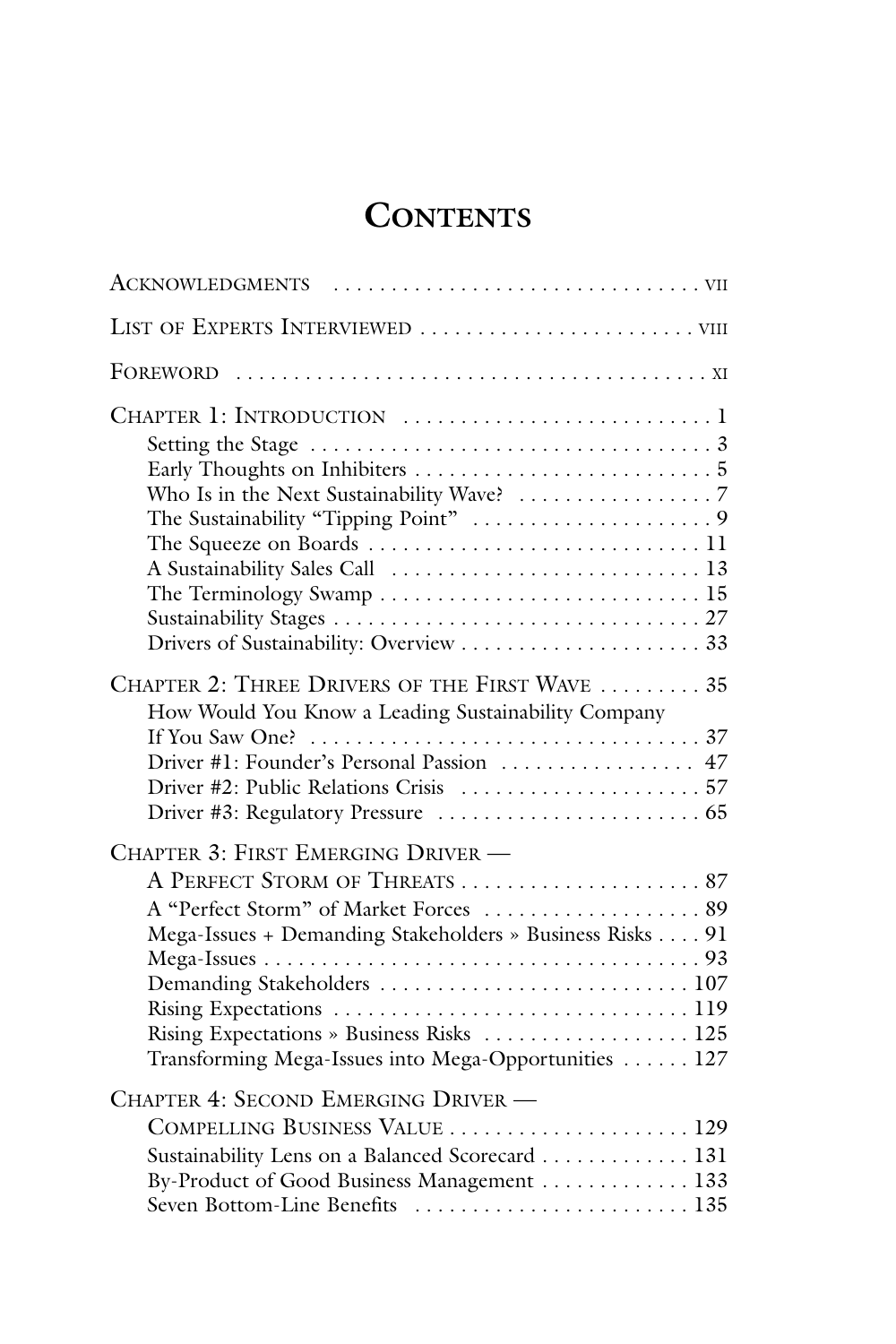# Contents

Acknowledgments . . . . . . . . . . . . . . . . . . . . . . . . . . . . . . . . vii

List of Experts Interviewed . . . . . . . . . . . . . . . . . . . . . . . viii

Foreword . . . . . . . . . . . . . . . . . . . . . . . . . . . . . . . . . . . . . . . . xi

Chapter 1: Introduction . . . . . . . . . . . . . . . . . . . . . . . . . . 1

- Setting the Stage . . . . . . . . . . . . . . . . . . . . . . . . . . . . . . . . . . 3
- Early Thoughts on Inhibiters . . . . . . . . . . . . . . . . . . . . . . . . . 5
- Who Is in the Next Sustainability Wave? . . . . . . . . . . . . . . . . 7
- The Sustainability "Tipping Point" . . . . . . . . . . . . . . . . . . . . 9
- The Squeeze on Boards . . . . . . . . . . . . . . . . . . . . . . . . . . . . 11
- A Sustainability Sales Call . . . . . . . . . . . . . . . . . . . . . . . . . . 13
- The Terminology Swamp . . . . . . . . . . . . . . . . . . . . . . . . . . . 15
- Sustainability Stages . . . . . . . . . . . . . . . . . . . . . . . . . . . . . . . 27
- Drivers of Sustainability: Overview . . . . . . . . . . . . . . . . . . . . 33

Chapter 2: Three Drivers of the First Wave . . . . . . . . . 35

- How Would You Know a Leading Sustainability Company If You Saw One? . . . . . . . . . . . . . . . . . . . . . . . . . . . . . . . . . 37
- Driver #1: Founder's Personal Passion . . . . . . . . . . . . . . . . . 47
- Driver #2: Public Relations Crisis . . . . . . . . . . . . . . . . . . . . . 57
- Driver #3: Regulatory Pressure . . . . . . . . . . . . . . . . . . . . . . . 65

Chapter 3: First Emerging Driver — A Perfect Storm of Threats . . . . . . . . . . . . . . . . . . . . . 87

- A "Perfect Storm" of Market Forces . . . . . . . . . . . . . . . . . . . 89
- Mega-Issues + Demanding Stakeholders » Business Risks . . . . 91
- Mega-Issues . . . . . . . . . . . . . . . . . . . . . . . . . . . . . . . . . . . . . . 93
- Demanding Stakeholders . . . . . . . . . . . . . . . . . . . . . . . . . . . 107
- Rising Expectations . . . . . . . . . . . . . . . . . . . . . . . . . . . . . . . 119
- Rising Expectations » Business Risks . . . . . . . . . . . . . . . . . . 125
- Transforming Mega-Issues into Mega-Opportunities . . . . . . 127

Chapter 4: Second Emerging Driver — Compelling Business Value . . . . . . . . . . . . . . . . . . . . . 129

- Sustainability Lens on a Balanced Scorecard . . . . . . . . . . . . . 131
- By-Product of Good Business Management . . . . . . . . . . . . . 133
- Seven Bottom-Line Benefits . . . . . . . . . . . . . . . . . . . . . . . . . 135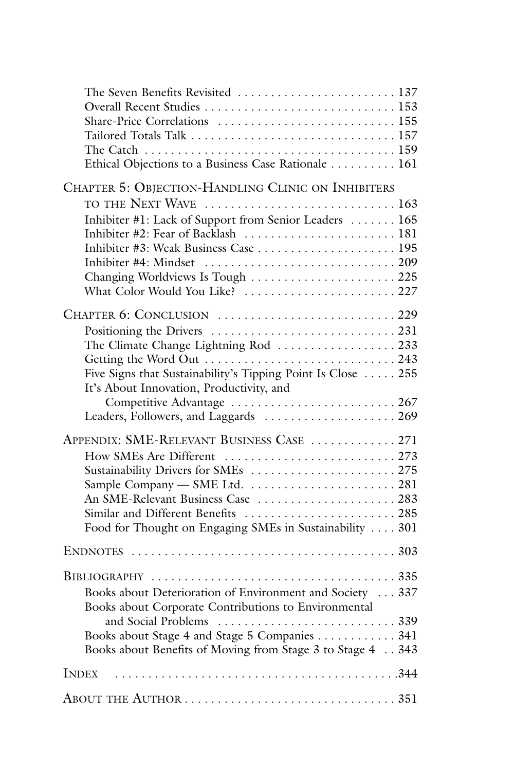The Seven Benefits Revisited . . . . . . . . . . . . . . . . . . . . . . . . 137
Overall Recent Studies . . . . . . . . . . . . . . . . . . . . . . . . . . . . 153
Share-Price Correlations . . . . . . . . . . . . . . . . . . . . . . . . . . 155
Tailored Totals Talk . . . . . . . . . . . . . . . . . . . . . . . . . . . . . . 157
The Catch . . . . . . . . . . . . . . . . . . . . . . . . . . . . . . . . . . . . . . 159
Ethical Objections to a Business Case Rationale . . . . . . . . . . 161

CHAPTER 5: OBJECTION-HANDLING CLINIC ON INHIBITERS TO THE NEXT WAVE . . . . . . . . . . . . . . . . . . . . . . . . . . . . 163
Inhibiter #1: Lack of Support from Senior Leaders . . . . . . . 165
Inhibiter #2: Fear of Backlash . . . . . . . . . . . . . . . . . . . . . . . 181
Inhibiter #3: Weak Business Case . . . . . . . . . . . . . . . . . . . . . 195
Inhibiter #4: Mindset . . . . . . . . . . . . . . . . . . . . . . . . . . . . . 209
Changing Worldviews Is Tough . . . . . . . . . . . . . . . . . . . . . . 225
What Color Would You Like? . . . . . . . . . . . . . . . . . . . . . . . 227

CHAPTER 6: CONCLUSION . . . . . . . . . . . . . . . . . . . . . . . . . . . 229
Positioning the Drivers . . . . . . . . . . . . . . . . . . . . . . . . . . . . 231
The Climate Change Lightning Rod . . . . . . . . . . . . . . . . . . 233
Getting the Word Out . . . . . . . . . . . . . . . . . . . . . . . . . . . . . 243
Five Signs that Sustainability's Tipping Point Is Close . . . . . 255
It's About Innovation, Productivity, and Competitive Advantage . . . . . . . . . . . . . . . . . . . . . . . . . 267
Leaders, Followers, and Laggards . . . . . . . . . . . . . . . . . . . . 269

APPENDIX: SME-RELEVANT BUSINESS CASE . . . . . . . . . . . . . 271
How SMEs Are Different . . . . . . . . . . . . . . . . . . . . . . . . . . 273
Sustainability Drivers for SMEs . . . . . . . . . . . . . . . . . . . . . . 275
Sample Company — SME Ltd. . . . . . . . . . . . . . . . . . . . . . . 281
An SME-Relevant Business Case . . . . . . . . . . . . . . . . . . . . . 283
Similar and Different Benefits . . . . . . . . . . . . . . . . . . . . . . . 285
Food for Thought on Engaging SMEs in Sustainability . . . . 301

ENDNOTES . . . . . . . . . . . . . . . . . . . . . . . . . . . . . . . . . . . . . . . . 303

BIBLIOGRAPHY . . . . . . . . . . . . . . . . . . . . . . . . . . . . . . . . . . . . . 335
Books about Deterioration of Environment and Society . . . 337
Books about Corporate Contributions to Environmental and Social Problems . . . . . . . . . . . . . . . . . . . . . . . . . . . 339
Books about Stage 4 and Stage 5 Companies . . . . . . . . . . . . 341
Books about Benefits of Moving from Stage 3 to Stage 4 . . 343

INDEX . . . . . . . . . . . . . . . . . . . . . . . . . . . . . . . . . . . . . . . . . . . .344

ABOUT THE AUTHOR . . . . . . . . . . . . . . . . . . . . . . . . . . . . . . . 351